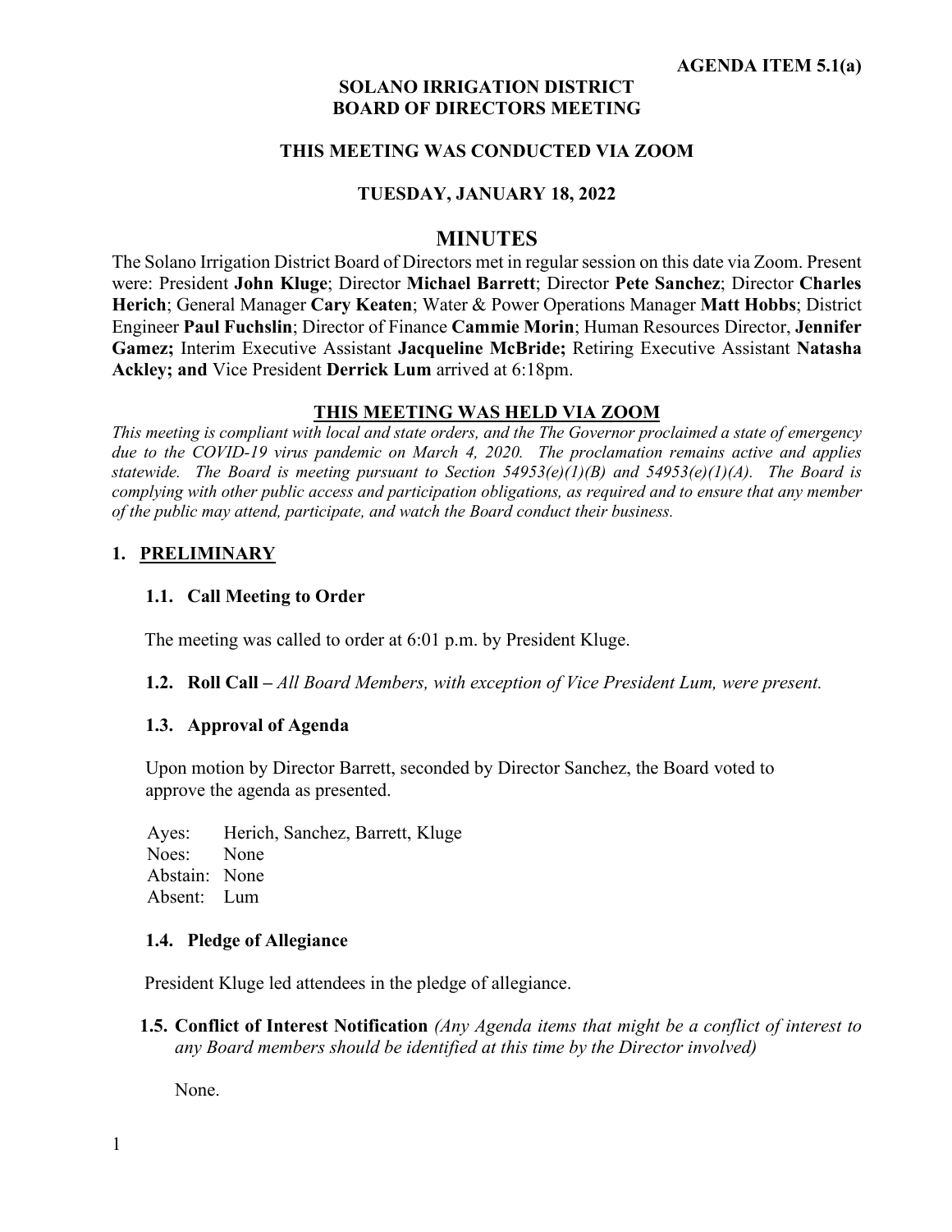**AGENDA ITEM 5.1(a)**

**SOLANO IRRIGATION DISTRICT**
**BOARD OF DIRECTORS MEETING**

**THIS MEETING WAS CONDUCTED VIA ZOOM**

**TUESDAY, JANUARY 18, 2022**

# MINUTES

The Solano Irrigation District Board of Directors met in regular session on this date via Zoom. Present were: President **John Kluge**; Director **Michael Barrett**; Director **Pete Sanchez**; Director **Charles Herich**; General Manager **Cary Keaten**; Water & Power Operations Manager **Matt Hobbs**; District Engineer **Paul Fuchslin**; Director of Finance **Cammie Morin**; Human Resources Director, **Jennifer Gamez;** Interim Executive Assistant **Jacqueline McBride;** Retiring Executive Assistant **Natasha Ackley; and** Vice President **Derrick Lum** arrived at 6:18pm.

**THIS MEETING WAS HELD VIA ZOOM**

*This meeting is compliant with local and state orders, and the The Governor proclaimed a state of emergency due to the COVID-19 virus pandemic on March 4, 2020. The proclamation remains active and applies statewide. The Board is meeting pursuant to Section 54953(e)(1)(B) and 54953(e)(1)(A). The Board is complying with other public access and participation obligations, as required and to ensure that any member of the public may attend, participate, and watch the Board conduct their business.*

## 1. PRELIMINARY

### 1.1. Call Meeting to Order

The meeting was called to order at 6:01 p.m. by President Kluge.

### 1.2. Roll Call – *All Board Members, with exception of Vice President Lum, were present.*

### 1.3. Approval of Agenda

Upon motion by Director Barrett, seconded by Director Sanchez, the Board voted to approve the agenda as presented.

Ayes: Herich, Sanchez, Barrett, Kluge
Noes: None
Abstain: None
Absent: Lum

### 1.4. Pledge of Allegiance

President Kluge led attendees in the pledge of allegiance.

### 1.5. Conflict of Interest Notification *(Any Agenda items that might be a conflict of interest to any Board members should be identified at this time by the Director involved)*

None.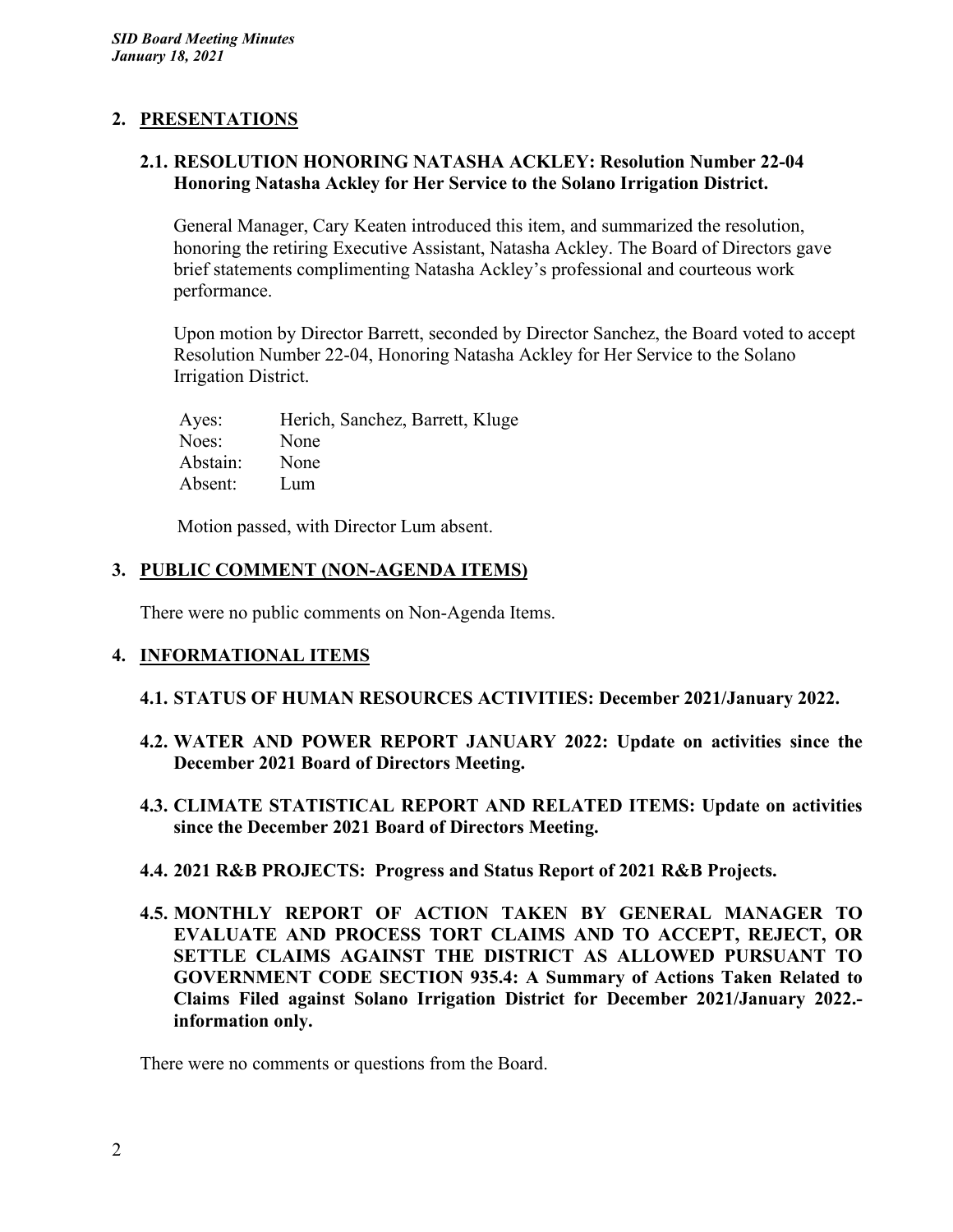## 2. PRESENTATIONS

### 2.1. RESOLUTION HONORING NATASHA ACKLEY: Resolution Number 22-04 Honoring Natasha Ackley for Her Service to the Solano Irrigation District.

General Manager, Cary Keaten introduced this item, and summarized the resolution, honoring the retiring Executive Assistant, Natasha Ackley. The Board of Directors gave brief statements complimenting Natasha Ackley's professional and courteous work performance.

Upon motion by Director Barrett, seconded by Director Sanchez, the Board voted to accept Resolution Number 22-04, Honoring Natasha Ackley for Her Service to the Solano Irrigation District.

| | |
|---|---|
| Ayes: | Herich, Sanchez, Barrett, Kluge |
| Noes: | None |
| Abstain: | None |
| Absent: | Lum |

Motion passed, with Director Lum absent.

## 3. PUBLIC COMMENT (NON-AGENDA ITEMS)

There were no public comments on Non-Agenda Items.

## 4. INFORMATIONAL ITEMS

### 4.1. STATUS OF HUMAN RESOURCES ACTIVITIES: December 2021/January 2022.

### 4.2. WATER AND POWER REPORT JANUARY 2022: Update on activities since the December 2021 Board of Directors Meeting.

### 4.3. CLIMATE STATISTICAL REPORT AND RELATED ITEMS: Update on activities since the December 2021 Board of Directors Meeting.

### 4.4. 2021 R&B PROJECTS: Progress and Status Report of 2021 R&B Projects.

### 4.5. MONTHLY REPORT OF ACTION TAKEN BY GENERAL MANAGER TO EVALUATE AND PROCESS TORT CLAIMS AND TO ACCEPT, REJECT, OR SETTLE CLAIMS AGAINST THE DISTRICT AS ALLOWED PURSUANT TO GOVERNMENT CODE SECTION 935.4: A Summary of Actions Taken Related to Claims Filed against Solano Irrigation District for December 2021/January 2022.- information only.

There were no comments or questions from the Board.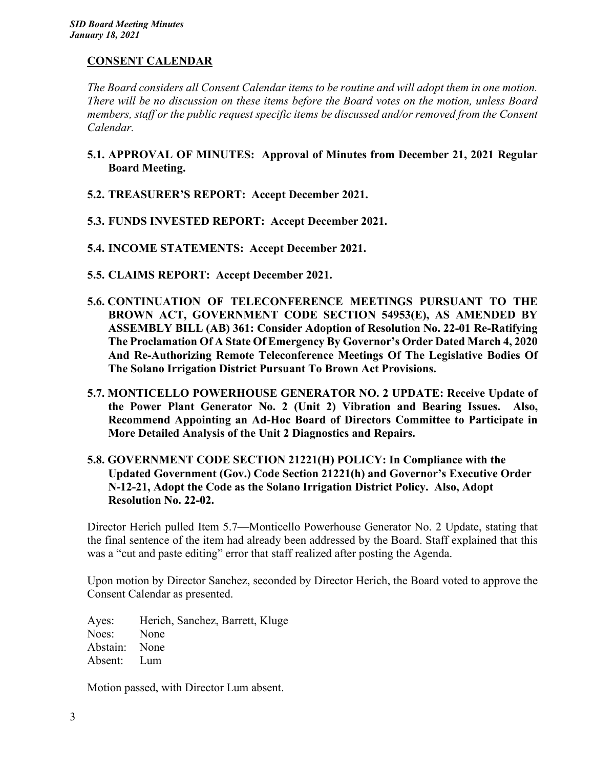## CONSENT CALENDAR

*The Board considers all Consent Calendar items to be routine and will adopt them in one motion. There will be no discussion on these items before the Board votes on the motion, unless Board members, staff or the public request specific items be discussed and/or removed from the Consent Calendar.*

**5.1. APPROVAL OF MINUTES: Approval of Minutes from December 21, 2021 Regular Board Meeting.**

**5.2. TREASURER'S REPORT: Accept December 2021.**

**5.3. FUNDS INVESTED REPORT: Accept December 2021.**

**5.4. INCOME STATEMENTS: Accept December 2021.**

**5.5. CLAIMS REPORT: Accept December 2021.**

**5.6. CONTINUATION OF TELECONFERENCE MEETINGS PURSUANT TO THE BROWN ACT, GOVERNMENT CODE SECTION 54953(E), AS AMENDED BY ASSEMBLY BILL (AB) 361: Consider Adoption of Resolution No. 22-01 Re-Ratifying The Proclamation Of A State Of Emergency By Governor's Order Dated March 4, 2020 And Re-Authorizing Remote Teleconference Meetings Of The Legislative Bodies Of The Solano Irrigation District Pursuant To Brown Act Provisions.**

**5.7. MONTICELLO POWERHOUSE GENERATOR NO. 2 UPDATE: Receive Update of the Power Plant Generator No. 2 (Unit 2) Vibration and Bearing Issues. Also, Recommend Appointing an Ad-Hoc Board of Directors Committee to Participate in More Detailed Analysis of the Unit 2 Diagnostics and Repairs.**

**5.8. GOVERNMENT CODE SECTION 21221(H) POLICY: In Compliance with the Updated Government (Gov.) Code Section 21221(h) and Governor's Executive Order N-12-21, Adopt the Code as the Solano Irrigation District Policy. Also, Adopt Resolution No. 22-02.**

Director Herich pulled Item 5.7—Monticello Powerhouse Generator No. 2 Update, stating that the final sentence of the item had already been addressed by the Board. Staff explained that this was a "cut and paste editing" error that staff realized after posting the Agenda.

Upon motion by Director Sanchez, seconded by Director Herich, the Board voted to approve the Consent Calendar as presented.

Ayes: Herich, Sanchez, Barrett, Kluge
Noes: None
Abstain: None
Absent: Lum

Motion passed, with Director Lum absent.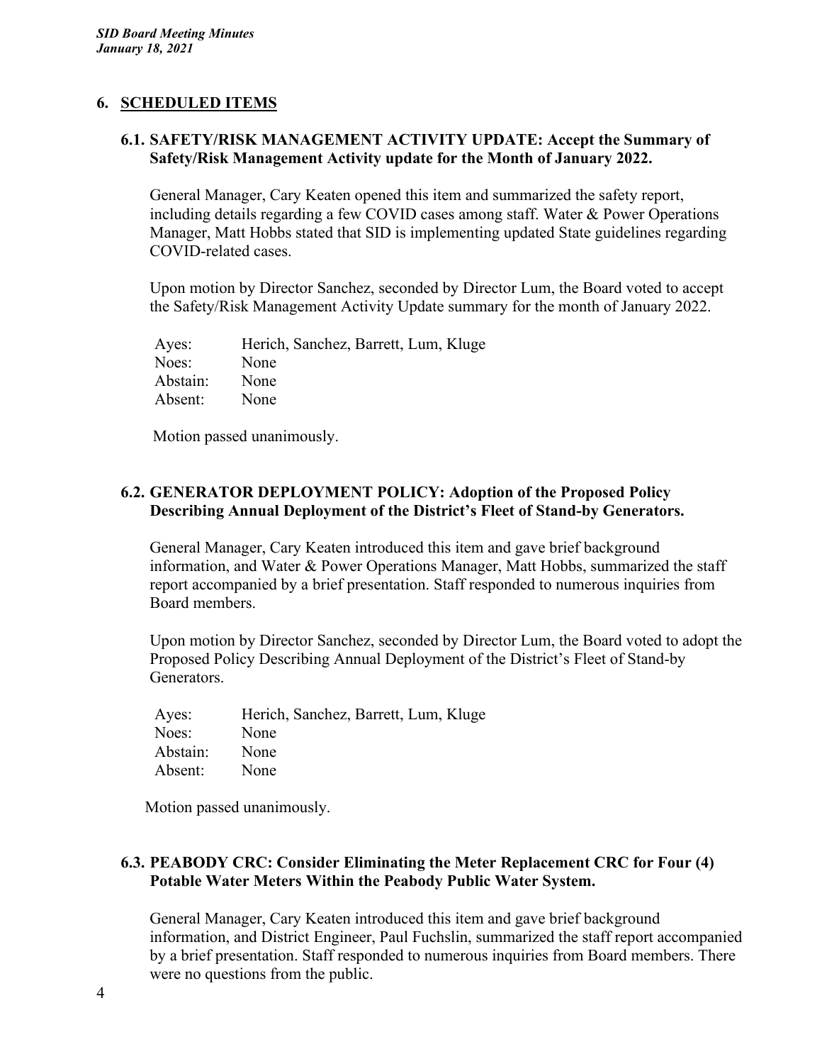## 6. SCHEDULED ITEMS

### 6.1. SAFETY/RISK MANAGEMENT ACTIVITY UPDATE: Accept the Summary of Safety/Risk Management Activity update for the Month of January 2022.

General Manager, Cary Keaten opened this item and summarized the safety report, including details regarding a few COVID cases among staff. Water & Power Operations Manager, Matt Hobbs stated that SID is implementing updated State guidelines regarding COVID-related cases.

Upon motion by Director Sanchez, seconded by Director Lum, the Board voted to accept the Safety/Risk Management Activity Update summary for the month of January 2022.

| | |
|---|---|
| Ayes: | Herich, Sanchez, Barrett, Lum, Kluge |
| Noes: | None |
| Abstain: | None |
| Absent: | None |

Motion passed unanimously.

### 6.2. GENERATOR DEPLOYMENT POLICY: Adoption of the Proposed Policy Describing Annual Deployment of the District's Fleet of Stand-by Generators.

General Manager, Cary Keaten introduced this item and gave brief background information, and Water & Power Operations Manager, Matt Hobbs, summarized the staff report accompanied by a brief presentation. Staff responded to numerous inquiries from Board members.

Upon motion by Director Sanchez, seconded by Director Lum, the Board voted to adopt the Proposed Policy Describing Annual Deployment of the District's Fleet of Stand-by Generators.

| | |
|---|---|
| Ayes: | Herich, Sanchez, Barrett, Lum, Kluge |
| Noes: | None |
| Abstain: | None |
| Absent: | None |

Motion passed unanimously.

### 6.3. PEABODY CRC: Consider Eliminating the Meter Replacement CRC for Four (4) Potable Water Meters Within the Peabody Public Water System.

General Manager, Cary Keaten introduced this item and gave brief background information, and District Engineer, Paul Fuchslin, summarized the staff report accompanied by a brief presentation. Staff responded to numerous inquiries from Board members. There were no questions from the public.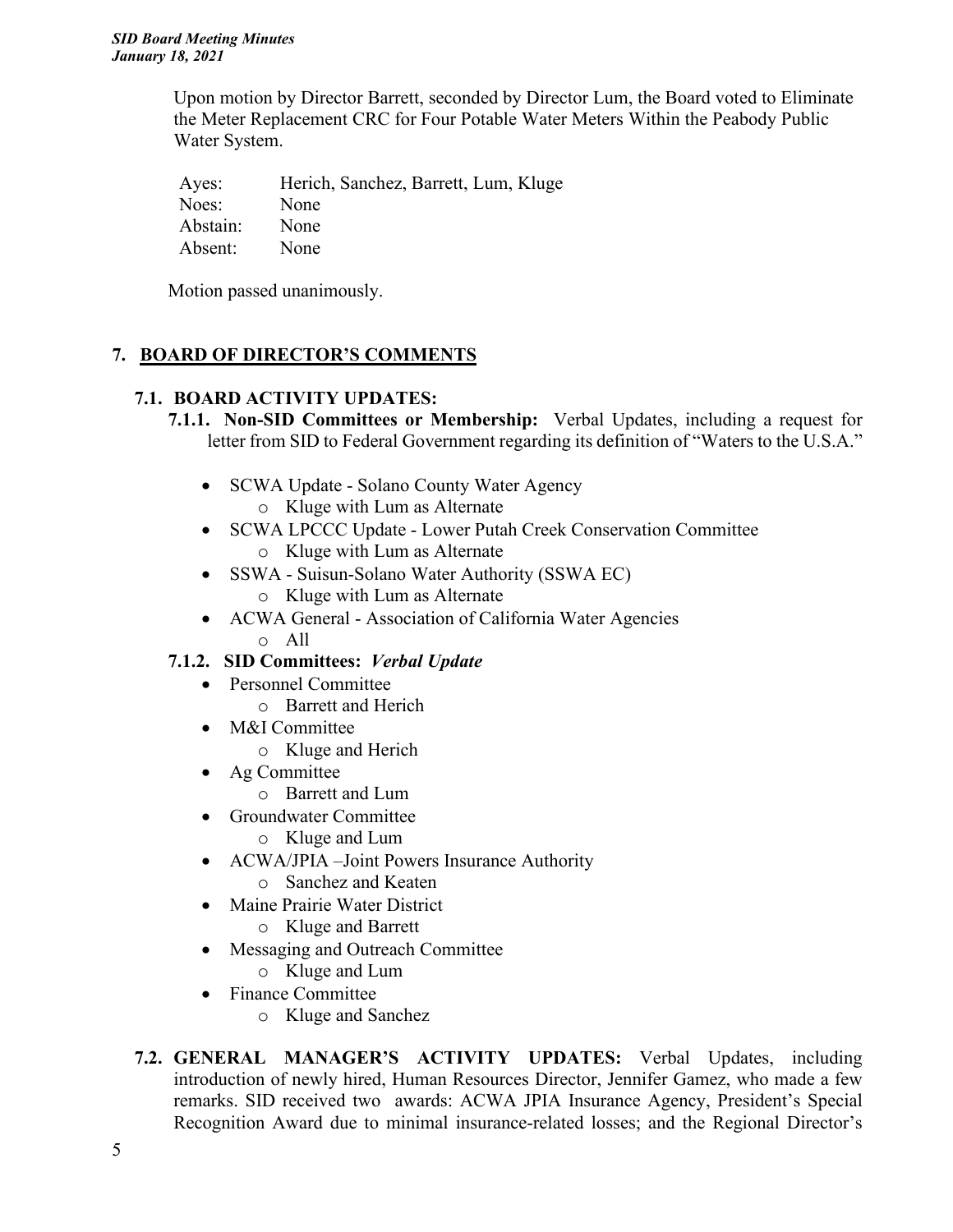Upon motion by Director Barrett, seconded by Director Lum, the Board voted to Eliminate the Meter Replacement CRC for Four Potable Water Meters Within the Peabody Public Water System.

| | |
|---|---|
| Ayes: | Herich, Sanchez, Barrett, Lum, Kluge |
| Noes: | None |
| Abstain: | None |
| Absent: | None |

Motion passed unanimously.

## 7. BOARD OF DIRECTOR'S COMMENTS

### 7.1. BOARD ACTIVITY UPDATES:

**7.1.1. Non-SID Committees or Membership:** Verbal Updates, including a request for letter from SID to Federal Government regarding its definition of "Waters to the U.S.A."

- SCWA Update - Solano County Water Agency
  - Kluge with Lum as Alternate
- SCWA LPCCC Update - Lower Putah Creek Conservation Committee
  - Kluge with Lum as Alternate
- SSWA - Suisun-Solano Water Authority (SSWA EC)
  - Kluge with Lum as Alternate
- ACWA General - Association of California Water Agencies
  - All

**7.1.2. SID Committees:** ***Verbal Update***

- Personnel Committee
  - Barrett and Herich
- M&I Committee
  - Kluge and Herich
- Ag Committee
  - Barrett and Lum
- Groundwater Committee
  - Kluge and Lum
- ACWA/JPIA –Joint Powers Insurance Authority
  - Sanchez and Keaten
- Maine Prairie Water District
  - Kluge and Barrett
- Messaging and Outreach Committee
  - Kluge and Lum
- Finance Committee
  - Kluge and Sanchez

### 7.2. GENERAL MANAGER'S ACTIVITY UPDATES:

Verbal Updates, including introduction of newly hired, Human Resources Director, Jennifer Gamez, who made a few remarks. SID received two awards: ACWA JPIA Insurance Agency, President's Special Recognition Award due to minimal insurance-related losses; and the Regional Director's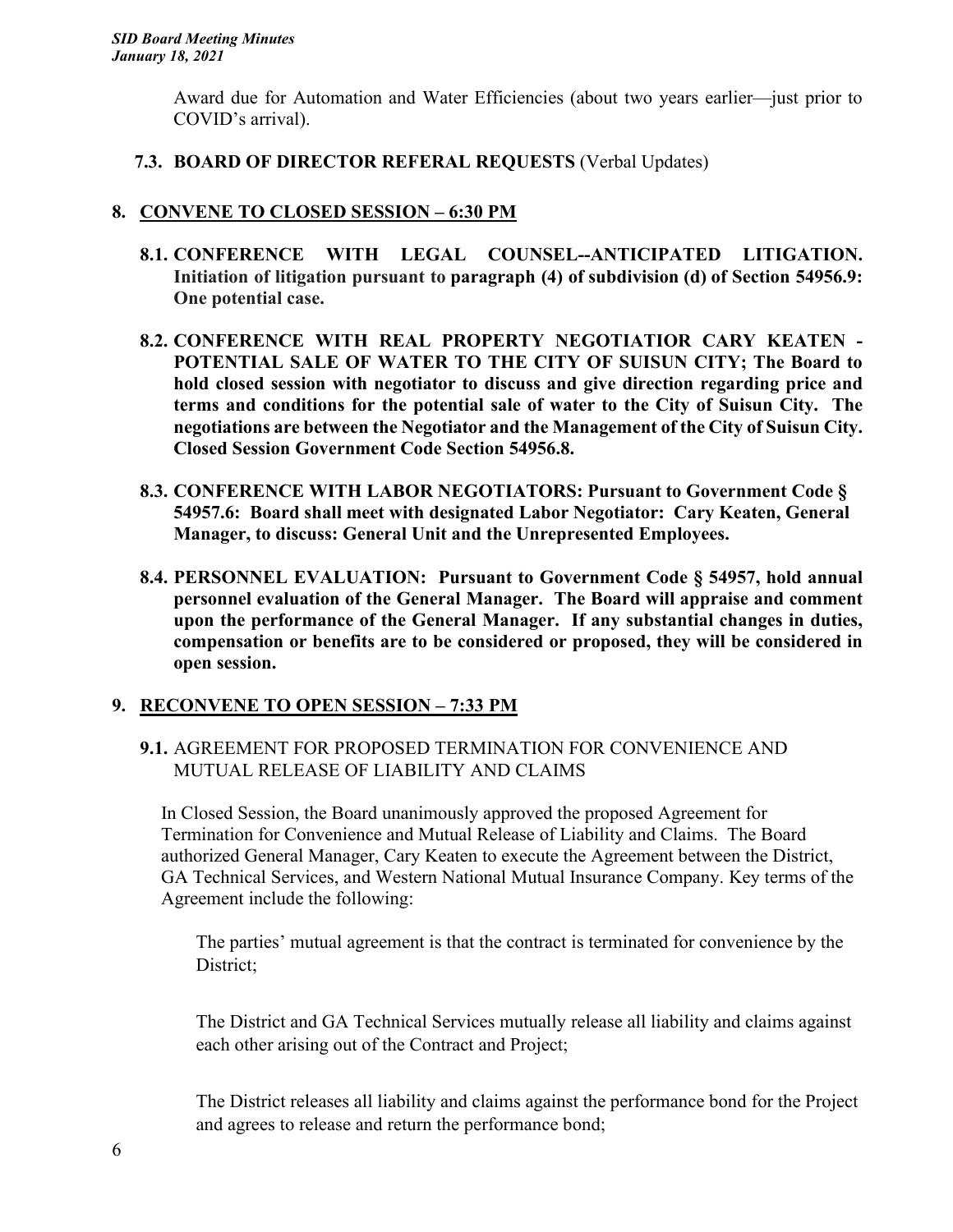Award due for Automation and Water Efficiencies (about two years earlier—just prior to COVID's arrival).

**7.3. BOARD OF DIRECTOR REFERAL REQUESTS** (Verbal Updates)

## 8. CONVENE TO CLOSED SESSION – 6:30 PM

**8.1. CONFERENCE WITH LEGAL COUNSEL--ANTICIPATED LITIGATION. Initiation of litigation pursuant to paragraph (4) of subdivision (d) of Section 54956.9: One potential case.**

**8.2. CONFERENCE WITH REAL PROPERTY NEGOTIATIOR CARY KEATEN - POTENTIAL SALE OF WATER TO THE CITY OF SUISUN CITY; The Board to hold closed session with negotiator to discuss and give direction regarding price and terms and conditions for the potential sale of water to the City of Suisun City. The negotiations are between the Negotiator and the Management of the City of Suisun City. Closed Session Government Code Section 54956.8.**

**8.3. CONFERENCE WITH LABOR NEGOTIATORS: Pursuant to Government Code § 54957.6: Board shall meet with designated Labor Negotiator: Cary Keaten, General Manager, to discuss: General Unit and the Unrepresented Employees.**

**8.4. PERSONNEL EVALUATION: Pursuant to Government Code § 54957, hold annual personnel evaluation of the General Manager. The Board will appraise and comment upon the performance of the General Manager. If any substantial changes in duties, compensation or benefits are to be considered or proposed, they will be considered in open session.**

## 9. RECONVENE TO OPEN SESSION – 7:33 PM

**9.1.** AGREEMENT FOR PROPOSED TERMINATION FOR CONVENIENCE AND MUTUAL RELEASE OF LIABILITY AND CLAIMS

In Closed Session, the Board unanimously approved the proposed Agreement for Termination for Convenience and Mutual Release of Liability and Claims. The Board authorized General Manager, Cary Keaten to execute the Agreement between the District, GA Technical Services, and Western National Mutual Insurance Company. Key terms of the Agreement include the following:

The parties' mutual agreement is that the contract is terminated for convenience by the District;

The District and GA Technical Services mutually release all liability and claims against each other arising out of the Contract and Project;

The District releases all liability and claims against the performance bond for the Project and agrees to release and return the performance bond;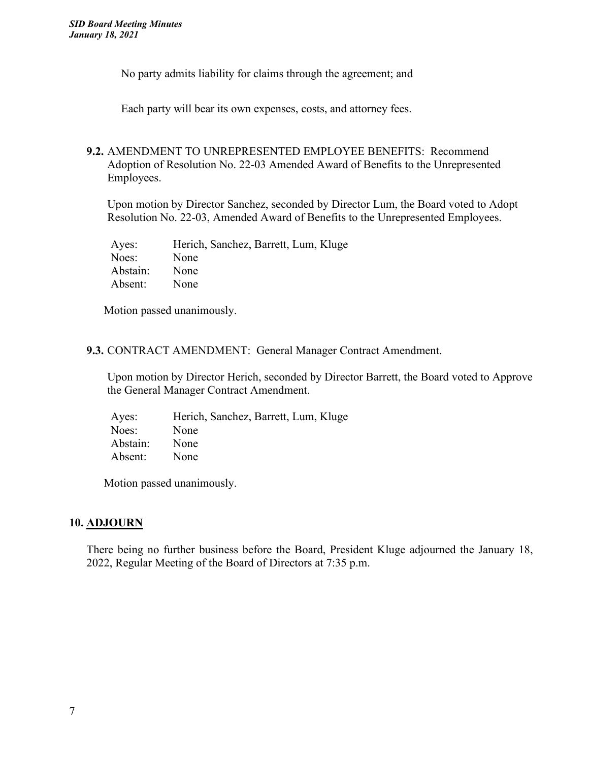No party admits liability for claims through the agreement; and

Each party will bear its own expenses, costs, and attorney fees.

**9.2.** AMENDMENT TO UNREPRESENTED EMPLOYEE BENEFITS: Recommend Adoption of Resolution No. 22-03 Amended Award of Benefits to the Unrepresented Employees.

Upon motion by Director Sanchez, seconded by Director Lum, the Board voted to Adopt Resolution No. 22-03, Amended Award of Benefits to the Unrepresented Employees.

| | |
|---|---|
| Ayes: | Herich, Sanchez, Barrett, Lum, Kluge |
| Noes: | None |
| Abstain: | None |
| Absent: | None |

Motion passed unanimously.

**9.3.** CONTRACT AMENDMENT: General Manager Contract Amendment.

Upon motion by Director Herich, seconded by Director Barrett, the Board voted to Approve the General Manager Contract Amendment.

| | |
|---|---|
| Ayes: | Herich, Sanchez, Barrett, Lum, Kluge |
| Noes: | None |
| Abstain: | None |
| Absent: | None |

Motion passed unanimously.

## 10. ADJOURN

There being no further business before the Board, President Kluge adjourned the January 18, 2022, Regular Meeting of the Board of Directors at 7:35 p.m.